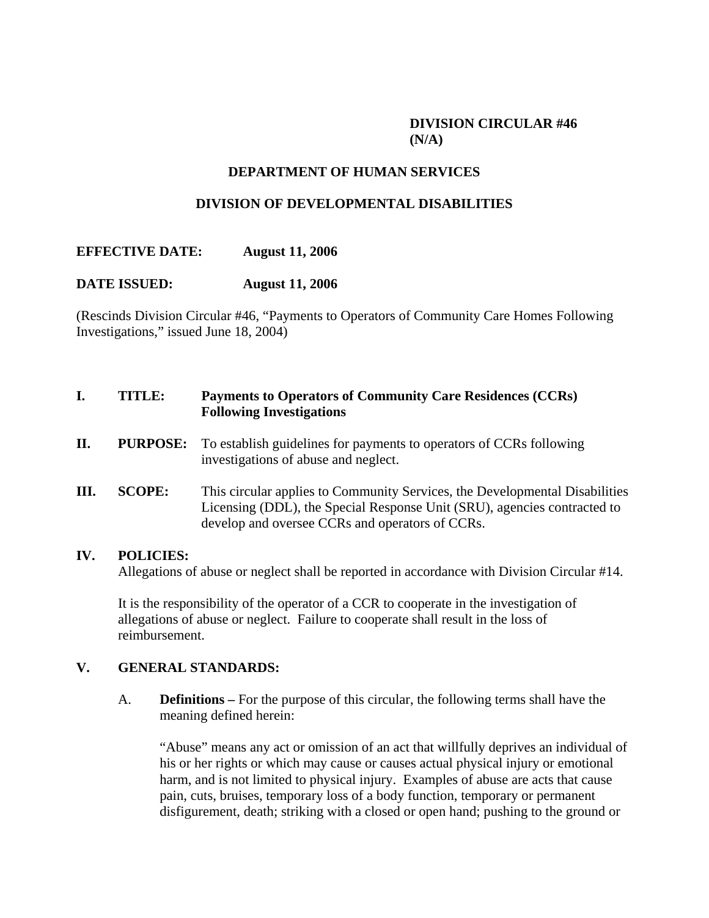**DIVISION CIRCULAR #46**
**(N/A)**

## DEPARTMENT OF HUMAN SERVICES

## DIVISION OF DEVELOPMENTAL DISABILITIES

**EFFECTIVE DATE:** **August 11, 2006**

**DATE ISSUED:** **August 11, 2006**

(Rescinds Division Circular #46, "Payments to Operators of Community Care Homes Following Investigations," issued June 18, 2004)

**I. TITLE:** **Payments to Operators of Community Care Residences (CCRs) Following Investigations**

**II. PURPOSE:** To establish guidelines for payments to operators of CCRs following investigations of abuse and neglect.

**III. SCOPE:** This circular applies to Community Services, the Developmental Disabilities Licensing (DDL), the Special Response Unit (SRU), agencies contracted to develop and oversee CCRs and operators of CCRs.

**IV. POLICIES:**

Allegations of abuse or neglect shall be reported in accordance with Division Circular #14.

It is the responsibility of the operator of a CCR to cooperate in the investigation of allegations of abuse or neglect. Failure to cooperate shall result in the loss of reimbursement.

**V. GENERAL STANDARDS:**

A. **Definitions –** For the purpose of this circular, the following terms shall have the meaning defined herein:

"Abuse" means any act or omission of an act that willfully deprives an individual of his or her rights or which may cause or causes actual physical injury or emotional harm, and is not limited to physical injury. Examples of abuse are acts that cause pain, cuts, bruises, temporary loss of a body function, temporary or permanent disfigurement, death; striking with a closed or open hand; pushing to the ground or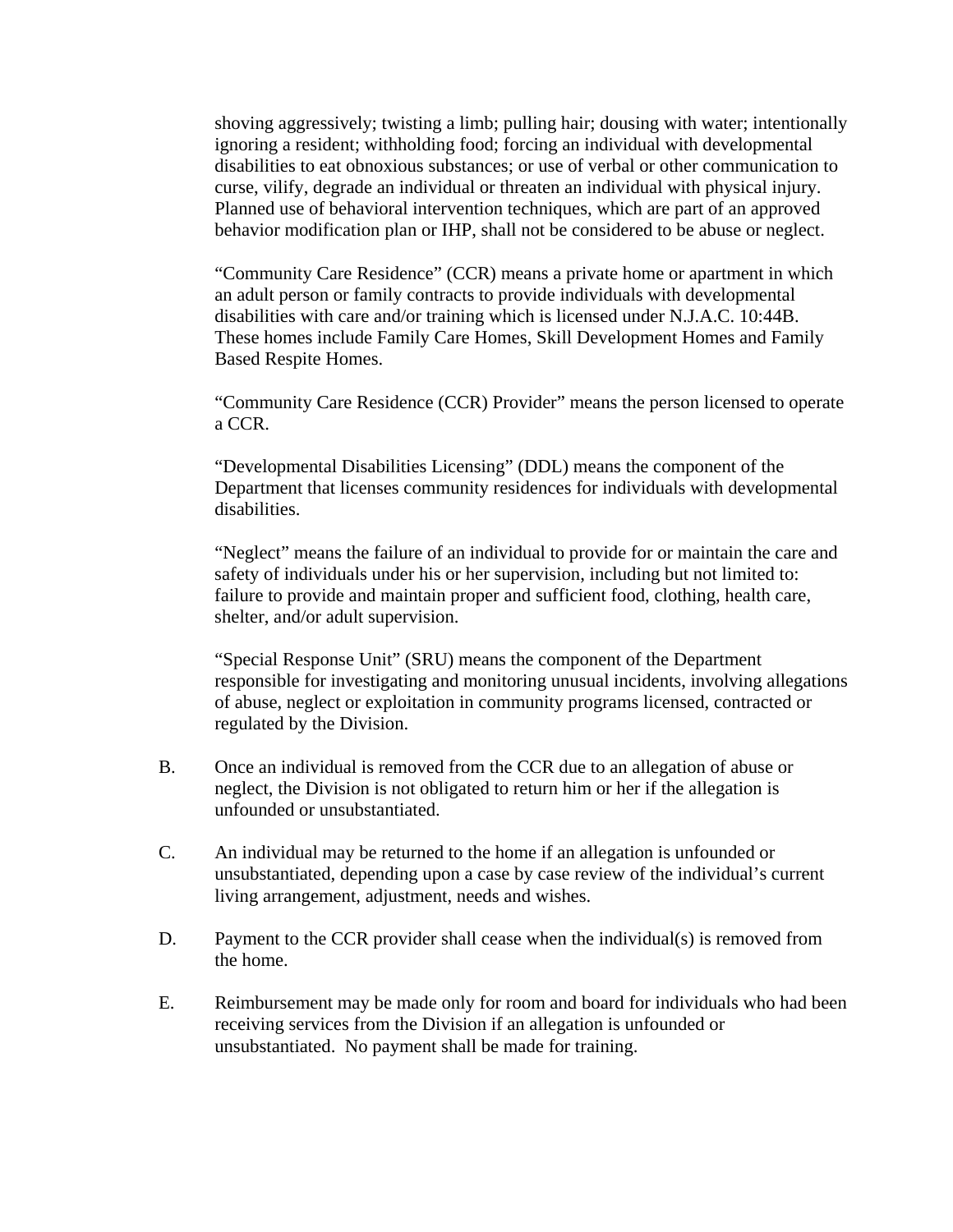shoving aggressively; twisting a limb; pulling hair; dousing with water; intentionally ignoring a resident; withholding food; forcing an individual with developmental disabilities to eat obnoxious substances; or use of verbal or other communication to curse, vilify, degrade an individual or threaten an individual with physical injury. Planned use of behavioral intervention techniques, which are part of an approved behavior modification plan or IHP, shall not be considered to be abuse or neglect.

"Community Care Residence" (CCR) means a private home or apartment in which an adult person or family contracts to provide individuals with developmental disabilities with care and/or training which is licensed under N.J.A.C. 10:44B. These homes include Family Care Homes, Skill Development Homes and Family Based Respite Homes.

"Community Care Residence (CCR) Provider" means the person licensed to operate a CCR.

"Developmental Disabilities Licensing" (DDL) means the component of the Department that licenses community residences for individuals with developmental disabilities.

"Neglect" means the failure of an individual to provide for or maintain the care and safety of individuals under his or her supervision, including but not limited to: failure to provide and maintain proper and sufficient food, clothing, health care, shelter, and/or adult supervision.

"Special Response Unit" (SRU) means the component of the Department responsible for investigating and monitoring unusual incidents, involving allegations of abuse, neglect or exploitation in community programs licensed, contracted or regulated by the Division.

B. Once an individual is removed from the CCR due to an allegation of abuse or neglect, the Division is not obligated to return him or her if the allegation is unfounded or unsubstantiated.

C. An individual may be returned to the home if an allegation is unfounded or unsubstantiated, depending upon a case by case review of the individual's current living arrangement, adjustment, needs and wishes.

D. Payment to the CCR provider shall cease when the individual(s) is removed from the home.

E. Reimbursement may be made only for room and board for individuals who had been receiving services from the Division if an allegation is unfounded or unsubstantiated. No payment shall be made for training.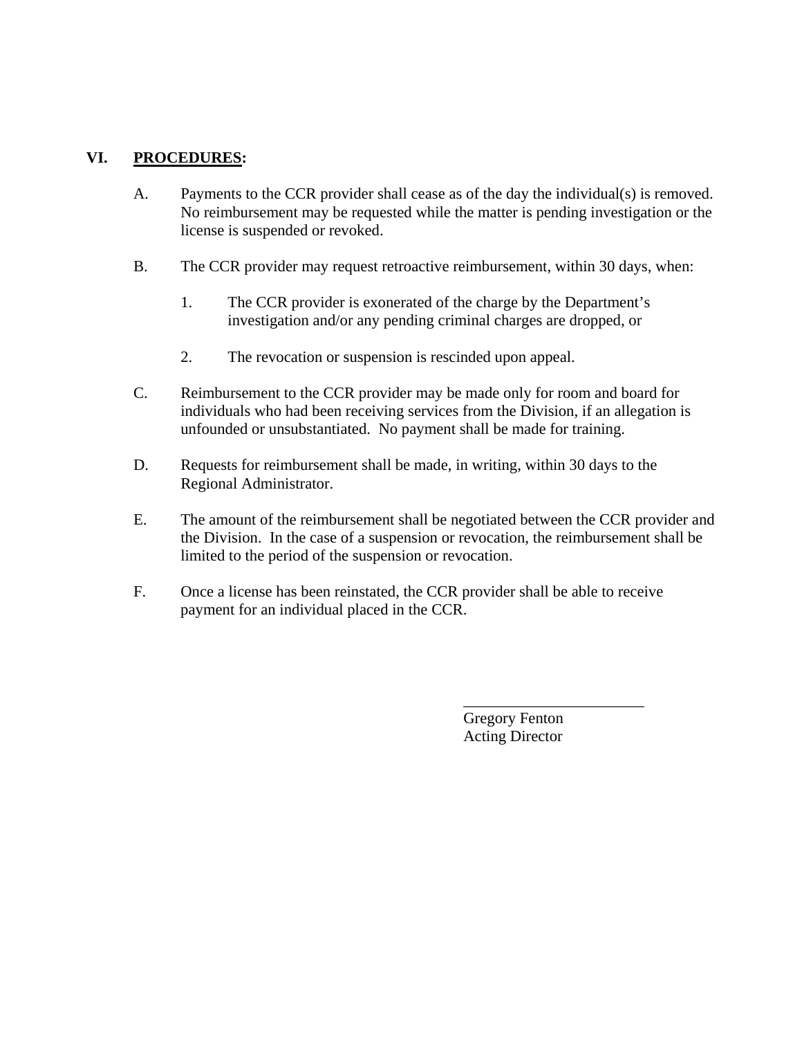## VI. <u>PROCEDURES</u>:

A. Payments to the CCR provider shall cease as of the day the individual(s) is removed. No reimbursement may be requested while the matter is pending investigation or the license is suspended or revoked.

B. The CCR provider may request retroactive reimbursement, within 30 days, when:

   1. The CCR provider is exonerated of the charge by the Department's investigation and/or any pending criminal charges are dropped, or

   2. The revocation or suspension is rescinded upon appeal.

C. Reimbursement to the CCR provider may be made only for room and board for individuals who had been receiving services from the Division, if an allegation is unfounded or unsubstantiated. No payment shall be made for training.

D. Requests for reimbursement shall be made, in writing, within 30 days to the Regional Administrator.

E. The amount of the reimbursement shall be negotiated between the CCR provider and the Division. In the case of a suspension or revocation, the reimbursement shall be limited to the period of the suspension or revocation.

F. Once a license has been reinstated, the CCR provider shall be able to receive payment for an individual placed in the CCR.

________________________

Gregory Fenton
Acting Director